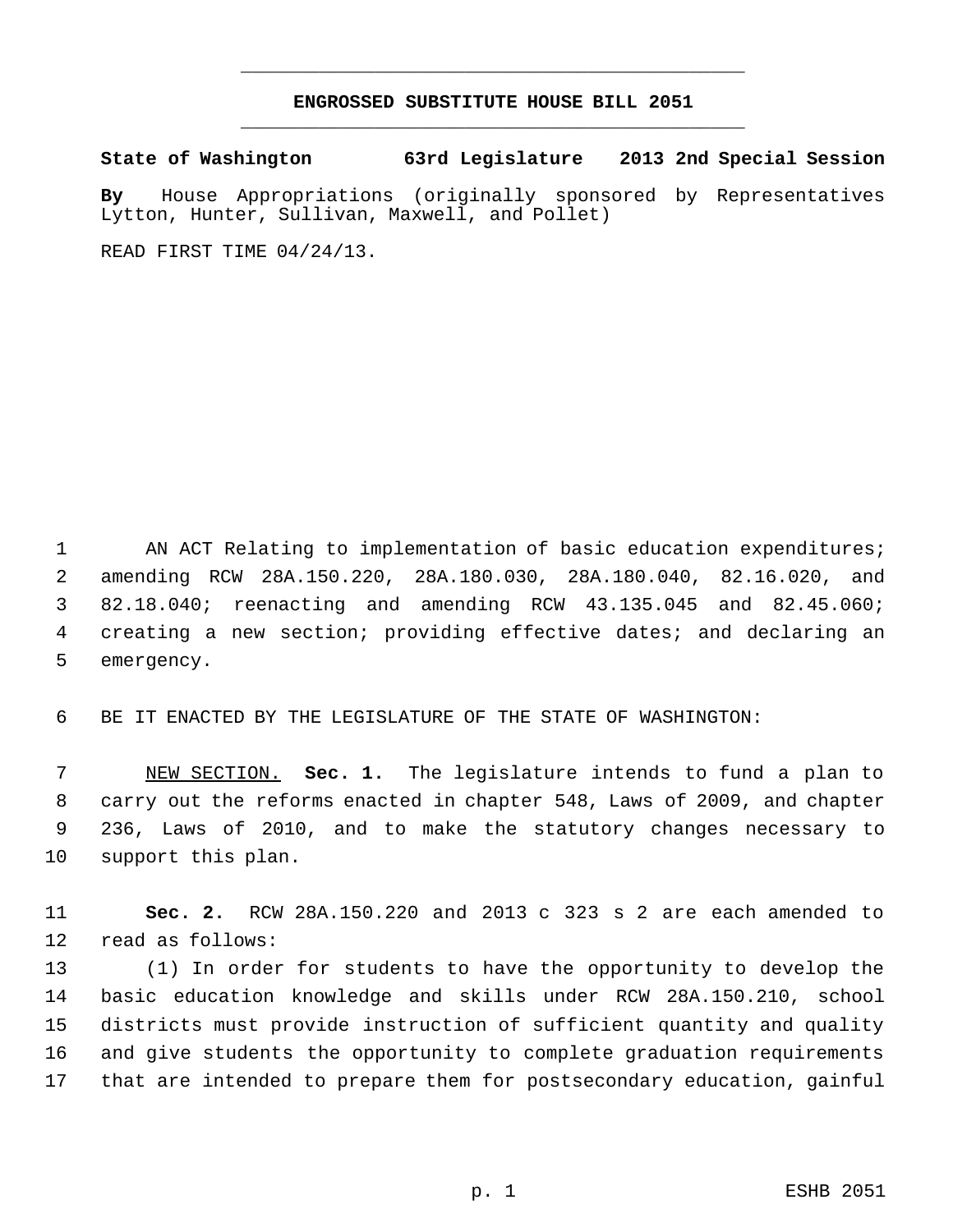# ENGROSSED SUBSTITUTE HOUSE BILL 2051

**State of Washington 63rd Legislature 2013 2nd Special Session**

**By** House Appropriations (originally sponsored by Representatives Lytton, Hunter, Sullivan, Maxwell, and Pollet)

READ FIRST TIME 04/24/13.

AN ACT Relating to implementation of basic education expenditures; amending RCW 28A.150.220, 28A.180.030, 28A.180.040, 82.16.020, and 82.18.040; reenacting and amending RCW 43.135.045 and 82.45.060; creating a new section; providing effective dates; and declaring an emergency.

BE IT ENACTED BY THE LEGISLATURE OF THE STATE OF WASHINGTON:

NEW SECTION. **Sec. 1.** The legislature intends to fund a plan to carry out the reforms enacted in chapter 548, Laws of 2009, and chapter 236, Laws of 2010, and to make the statutory changes necessary to support this plan.

**Sec. 2.** RCW 28A.150.220 and 2013 c 323 s 2 are each amended to read as follows:

(1) In order for students to have the opportunity to develop the basic education knowledge and skills under RCW 28A.150.210, school districts must provide instruction of sufficient quantity and quality and give students the opportunity to complete graduation requirements that are intended to prepare them for postsecondary education, gainful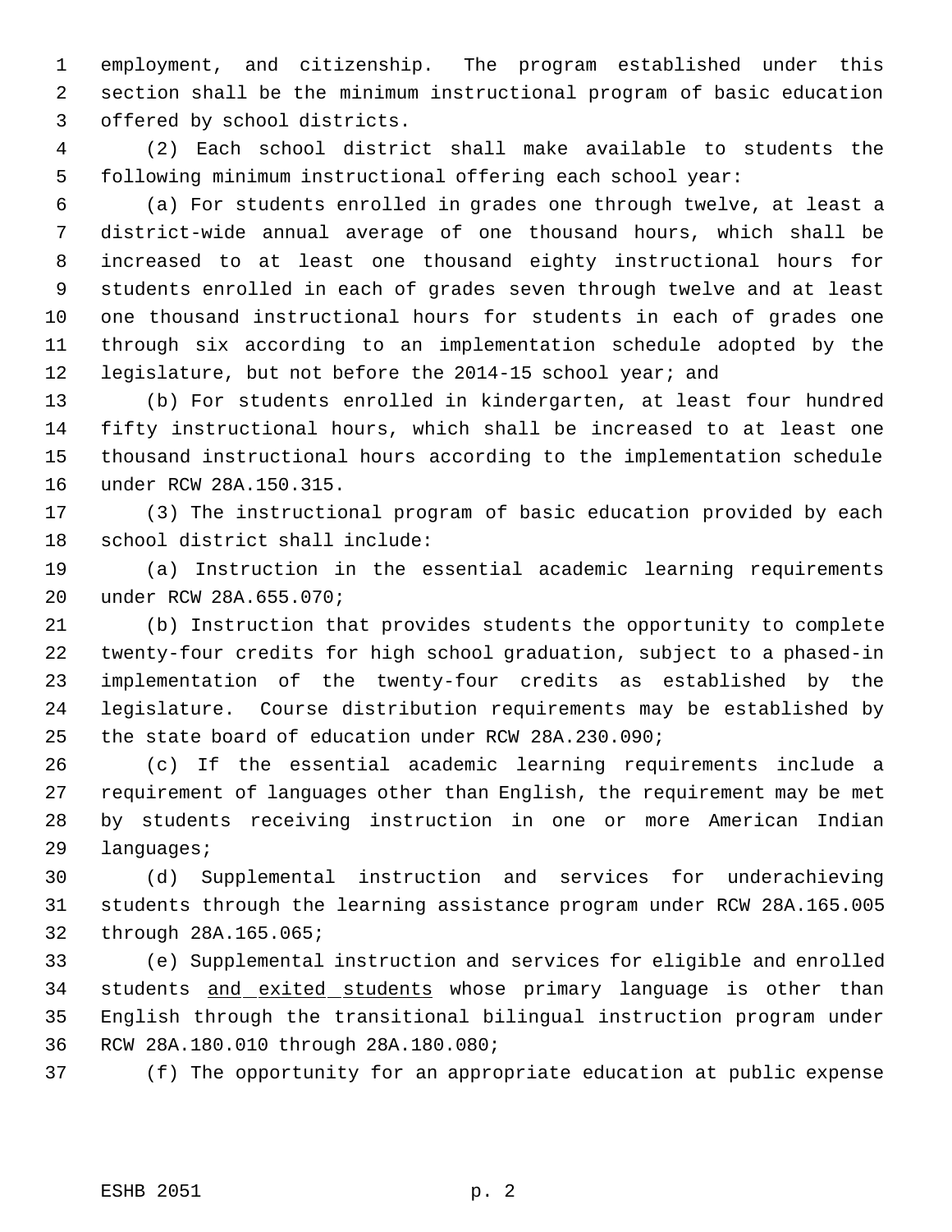employment, and citizenship. The program established under this section shall be the minimum instructional program of basic education offered by school districts.

(2) Each school district shall make available to students the following minimum instructional offering each school year:

(a) For students enrolled in grades one through twelve, at least a district-wide annual average of one thousand hours, which shall be increased to at least one thousand eighty instructional hours for students enrolled in each of grades seven through twelve and at least one thousand instructional hours for students in each of grades one through six according to an implementation schedule adopted by the legislature, but not before the 2014-15 school year; and

(b) For students enrolled in kindergarten, at least four hundred fifty instructional hours, which shall be increased to at least one thousand instructional hours according to the implementation schedule under RCW 28A.150.315.

(3) The instructional program of basic education provided by each school district shall include:

(a) Instruction in the essential academic learning requirements under RCW 28A.655.070;

(b) Instruction that provides students the opportunity to complete twenty-four credits for high school graduation, subject to a phased-in implementation of the twenty-four credits as established by the legislature. Course distribution requirements may be established by the state board of education under RCW 28A.230.090;

(c) If the essential academic learning requirements include a requirement of languages other than English, the requirement may be met by students receiving instruction in one or more American Indian languages;

(d) Supplemental instruction and services for underachieving students through the learning assistance program under RCW 28A.165.005 through 28A.165.065;

(e) Supplemental instruction and services for eligible and enrolled students <u>and exited students</u> whose primary language is other than English through the transitional bilingual instruction program under RCW 28A.180.010 through 28A.180.080;

(f) The opportunity for an appropriate education at public expense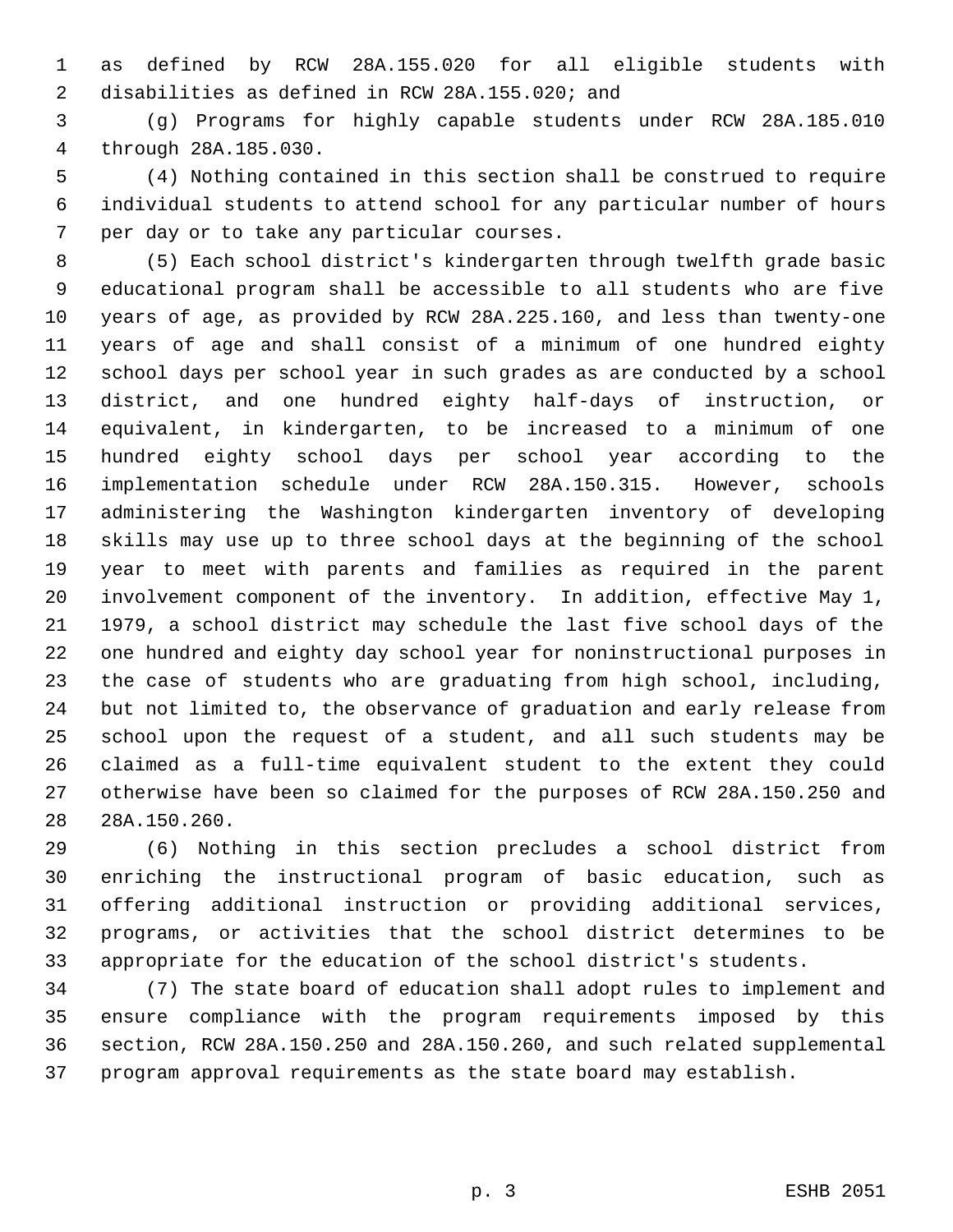as defined by RCW 28A.155.020 for all eligible students with disabilities as defined in RCW 28A.155.020; and

(g) Programs for highly capable students under RCW 28A.185.010 through 28A.185.030.

(4) Nothing contained in this section shall be construed to require individual students to attend school for any particular number of hours per day or to take any particular courses.

(5) Each school district's kindergarten through twelfth grade basic educational program shall be accessible to all students who are five years of age, as provided by RCW 28A.225.160, and less than twenty-one years of age and shall consist of a minimum of one hundred eighty school days per school year in such grades as are conducted by a school district, and one hundred eighty half-days of instruction, or equivalent, in kindergarten, to be increased to a minimum of one hundred eighty school days per school year according to the implementation schedule under RCW 28A.150.315. However, schools administering the Washington kindergarten inventory of developing skills may use up to three school days at the beginning of the school year to meet with parents and families as required in the parent involvement component of the inventory. In addition, effective May 1, 1979, a school district may schedule the last five school days of the one hundred and eighty day school year for noninstructional purposes in the case of students who are graduating from high school, including, but not limited to, the observance of graduation and early release from school upon the request of a student, and all such students may be claimed as a full-time equivalent student to the extent they could otherwise have been so claimed for the purposes of RCW 28A.150.250 and 28A.150.260.

(6) Nothing in this section precludes a school district from enriching the instructional program of basic education, such as offering additional instruction or providing additional services, programs, or activities that the school district determines to be appropriate for the education of the school district's students.

(7) The state board of education shall adopt rules to implement and ensure compliance with the program requirements imposed by this section, RCW 28A.150.250 and 28A.150.260, and such related supplemental program approval requirements as the state board may establish.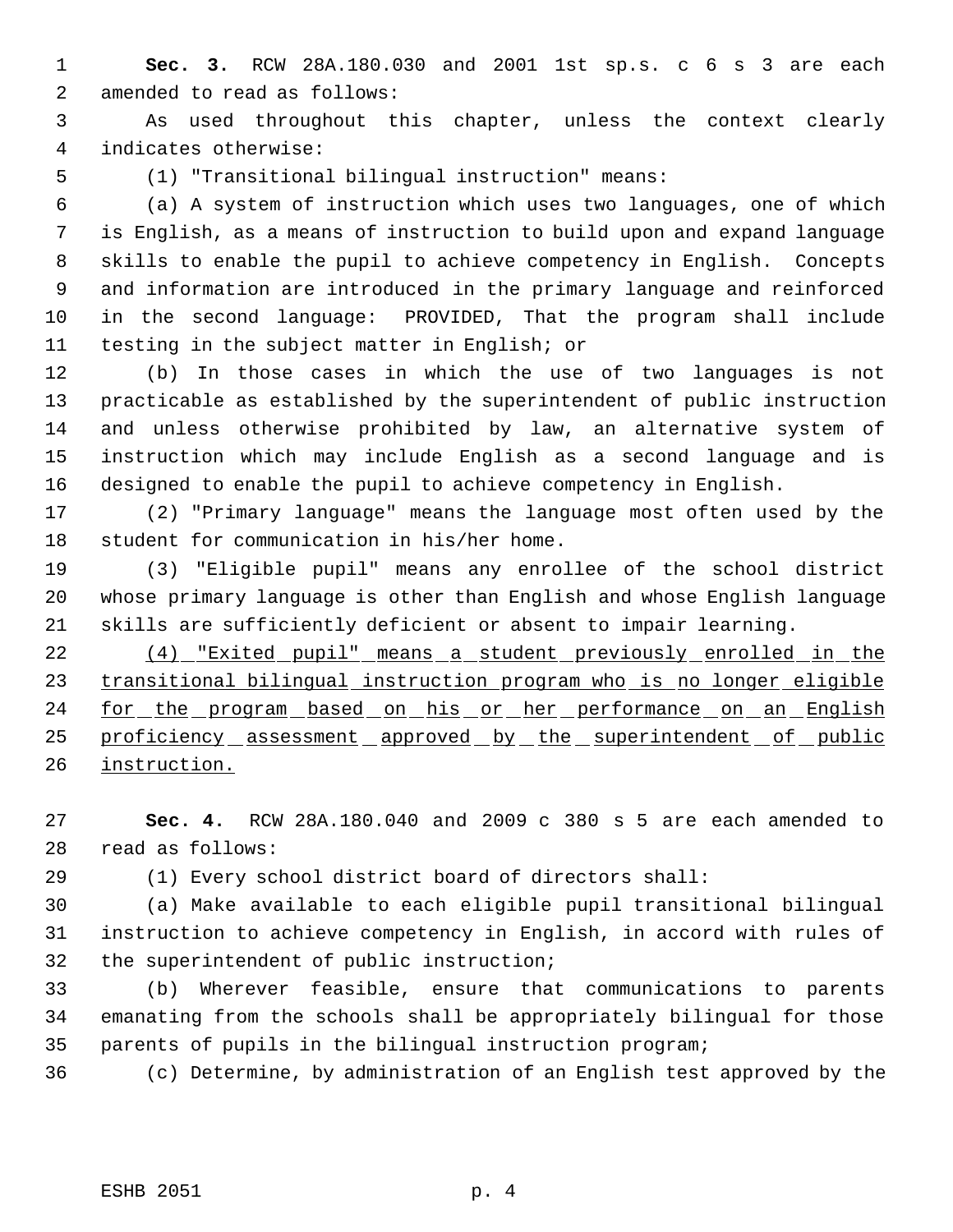**Sec. 3.** RCW 28A.180.030 and 2001 1st sp.s. c 6 s 3 are each amended to read as follows:

As used throughout this chapter, unless the context clearly indicates otherwise:

(1) "Transitional bilingual instruction" means:

(a) A system of instruction which uses two languages, one of which is English, as a means of instruction to build upon and expand language skills to enable the pupil to achieve competency in English. Concepts and information are introduced in the primary language and reinforced in the second language: PROVIDED, That the program shall include testing in the subject matter in English; or

(b) In those cases in which the use of two languages is not practicable as established by the superintendent of public instruction and unless otherwise prohibited by law, an alternative system of instruction which may include English as a second language and is designed to enable the pupil to achieve competency in English.

(2) "Primary language" means the language most often used by the student for communication in his/her home.

(3) "Eligible pupil" means any enrollee of the school district whose primary language is other than English and whose English language skills are sufficiently deficient or absent to impair learning.

<u>(4) "Exited pupil" means a student previously enrolled in the transitional bilingual instruction program who is no longer eligible for the program based on his or her performance on an English proficiency assessment approved by the superintendent of public instruction.</u>

**Sec. 4.** RCW 28A.180.040 and 2009 c 380 s 5 are each amended to read as follows:

(1) Every school district board of directors shall:

(a) Make available to each eligible pupil transitional bilingual instruction to achieve competency in English, in accord with rules of the superintendent of public instruction;

(b) Wherever feasible, ensure that communications to parents emanating from the schools shall be appropriately bilingual for those parents of pupils in the bilingual instruction program;

(c) Determine, by administration of an English test approved by the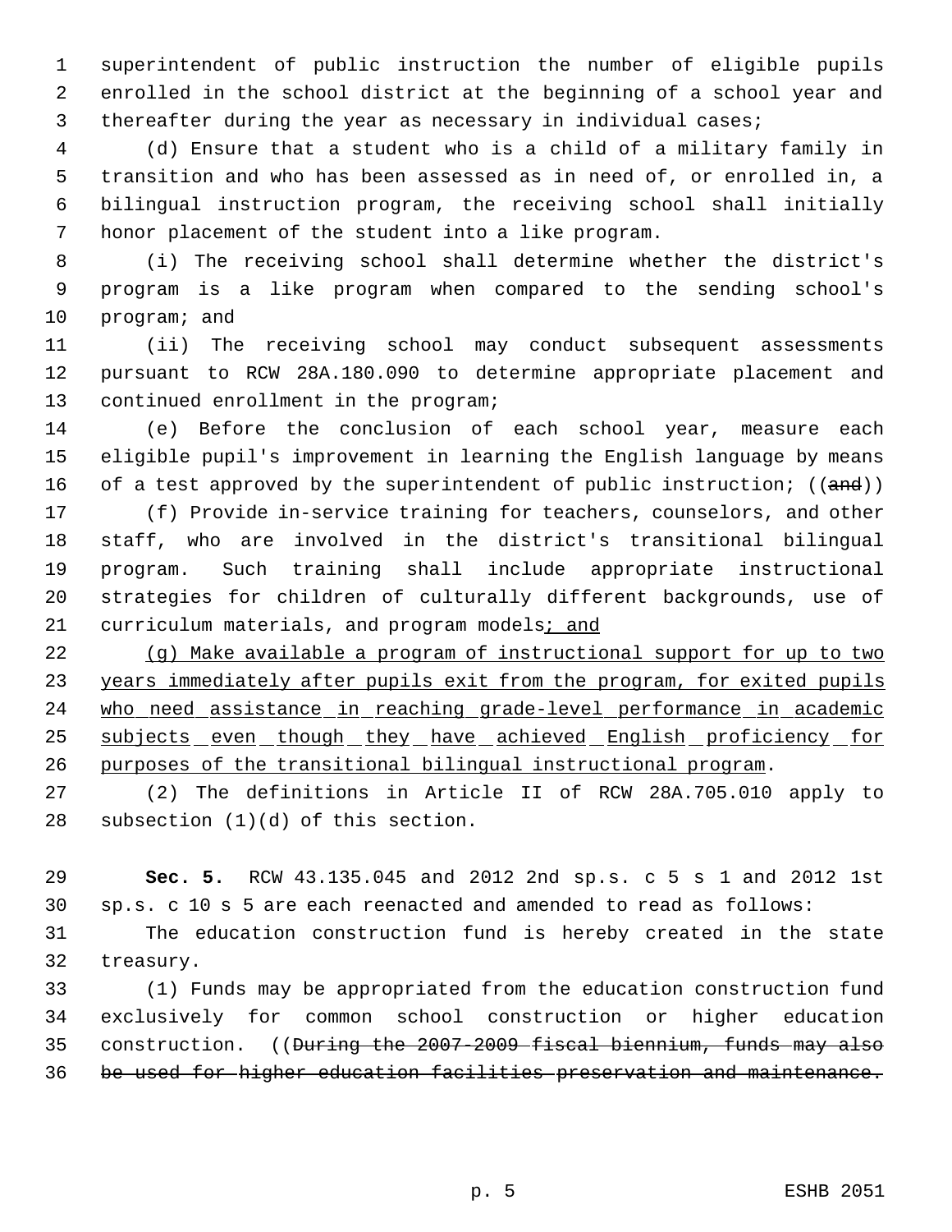superintendent of public instruction the number of eligible pupils enrolled in the school district at the beginning of a school year and thereafter during the year as necessary in individual cases;

(d) Ensure that a student who is a child of a military family in transition and who has been assessed as in need of, or enrolled in, a bilingual instruction program, the receiving school shall initially honor placement of the student into a like program.

(i) The receiving school shall determine whether the district's program is a like program when compared to the sending school's program; and

(ii) The receiving school may conduct subsequent assessments pursuant to RCW 28A.180.090 to determine appropriate placement and continued enrollment in the program;

(e) Before the conclusion of each school year, measure each eligible pupil's improvement in learning the English language by means of a test approved by the superintendent of public instruction; ((~~and~~))

(f) Provide in-service training for teachers, counselors, and other staff, who are involved in the district's transitional bilingual program. Such training shall include appropriate instructional strategies for children of culturally different backgrounds, use of curriculum materials, and program models<u>; and</u>

<u>(g) Make available a program of instructional support for up to two years immediately after pupils exit from the program, for exited pupils who need assistance in reaching grade-level performance in academic subjects even though they have achieved English proficiency for purposes of the transitional bilingual instructional program</u>.

(2) The definitions in Article II of RCW 28A.705.010 apply to subsection (1)(d) of this section.

**Sec. 5.** RCW 43.135.045 and 2012 2nd sp.s. c 5 s 1 and 2012 1st sp.s. c 10 s 5 are each reenacted and amended to read as follows:

The education construction fund is hereby created in the state treasury.

(1) Funds may be appropriated from the education construction fund exclusively for common school construction or higher education construction. ((~~During the 2007-2009 fiscal biennium, funds may also be used for higher education facilities preservation and maintenance.~~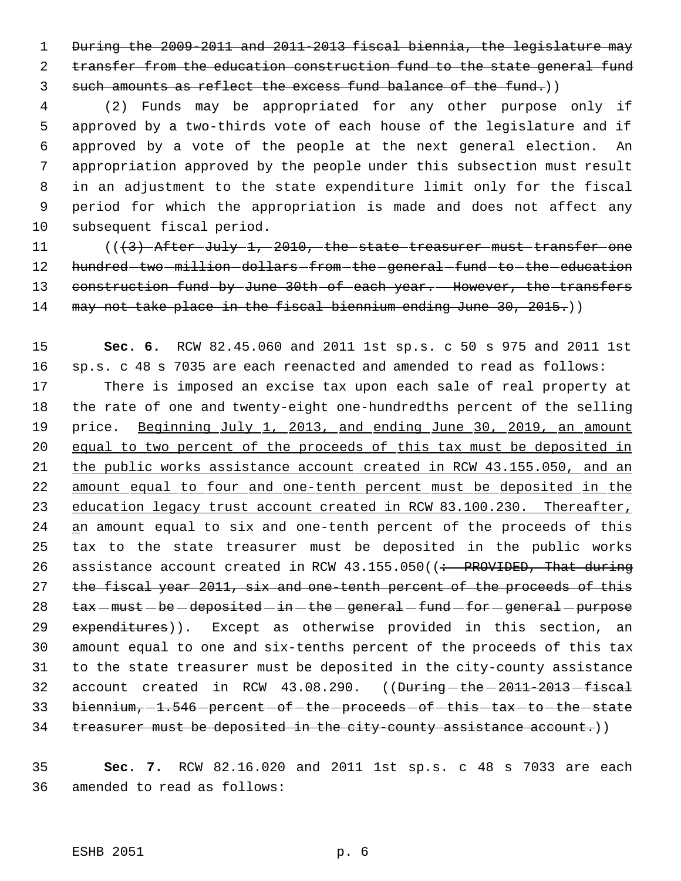~~During the 2009-2011 and 2011-2013 fiscal biennia, the legislature may transfer from the education construction fund to the state general fund such amounts as reflect the excess fund balance of the fund.~~))

(2) Funds may be appropriated for any other purpose only if approved by a two-thirds vote of each house of the legislature and if approved by a vote of the people at the next general election. An appropriation approved by the people under this subsection must result in an adjustment to the state expenditure limit only for the fiscal period for which the appropriation is made and does not affect any subsequent fiscal period.

((~~(3) After July 1, 2010, the state treasurer must transfer one hundred two million dollars from the general fund to the education construction fund by June 30th of each year. However, the transfers may not take place in the fiscal biennium ending June 30, 2015.~~))

**Sec. 6.** RCW 82.45.060 and 2011 1st sp.s. c 50 s 975 and 2011 1st sp.s. c 48 s 7035 are each reenacted and amended to read as follows:

There is imposed an excise tax upon each sale of real property at the rate of one and twenty-eight one-hundredths percent of the selling price. <u>Beginning July 1, 2013, and ending June 30, 2019, an amount equal to two percent of the proceeds of</u> this tax must be deposited in <u>the public works assistance account</u> created in RCW 43.155.050, <u>and an amount equal to four and one-tenth percent must be deposited in the education legacy trust account created in RCW 83.100.230. Thereafter,</u> <u>a</u>n amount equal to six and one-tenth percent of the proceeds of this tax to the state treasurer must be deposited in the public works assistance account created in RCW 43.155.050((~~: PROVIDED, That during the fiscal year 2011, six and one-tenth percent of the proceeds of this tax must be deposited in the general fund for general purpose expenditures~~)). Except as otherwise provided in this section, an amount equal to one and six-tenths percent of the proceeds of this tax to the state treasurer must be deposited in the city-county assistance account created in RCW 43.08.290. ((~~During the 2011-2013 fiscal biennium, 1.546 percent of the proceeds of this tax to the state treasurer must be deposited in the city-county assistance account.~~))

**Sec. 7.** RCW 82.16.020 and 2011 1st sp.s. c 48 s 7033 are each amended to read as follows: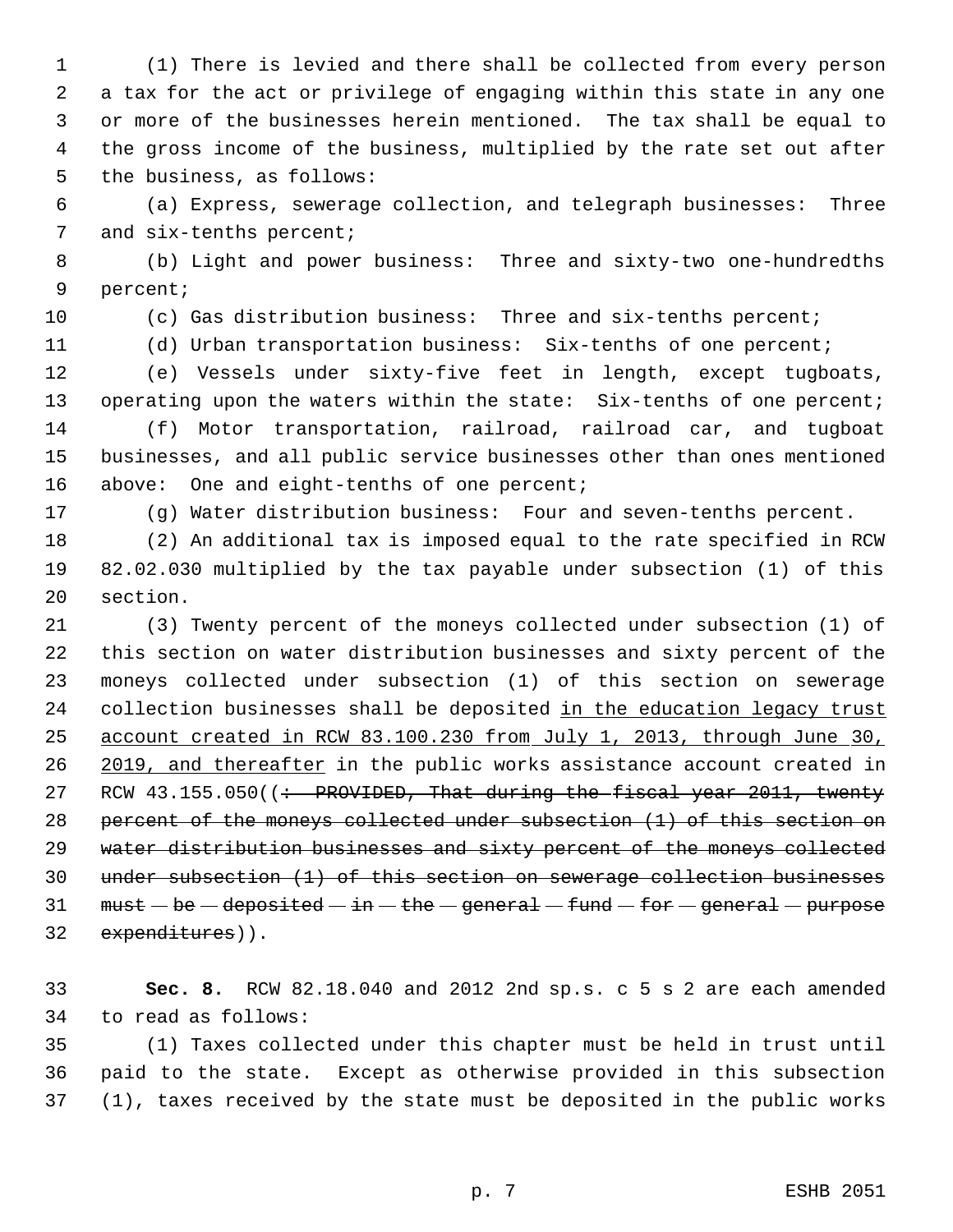(1) There is levied and there shall be collected from every person a tax for the act or privilege of engaging within this state in any one or more of the businesses herein mentioned. The tax shall be equal to the gross income of the business, multiplied by the rate set out after the business, as follows:

(a) Express, sewerage collection, and telegraph businesses: Three and six-tenths percent;

(b) Light and power business: Three and sixty-two one-hundredths percent;

(c) Gas distribution business: Three and six-tenths percent;

(d) Urban transportation business: Six-tenths of one percent;

(e) Vessels under sixty-five feet in length, except tugboats, operating upon the waters within the state: Six-tenths of one percent;

(f) Motor transportation, railroad, railroad car, and tugboat businesses, and all public service businesses other than ones mentioned above: One and eight-tenths of one percent;

(g) Water distribution business: Four and seven-tenths percent.

(2) An additional tax is imposed equal to the rate specified in RCW 82.02.030 multiplied by the tax payable under subsection (1) of this section.

(3) Twenty percent of the moneys collected under subsection (1) of this section on water distribution businesses and sixty percent of the moneys collected under subsection (1) of this section on sewerage collection businesses shall be deposited <u>in the education legacy trust account created in RCW 83.100.230 from July 1, 2013, through June 30, 2019, and thereafter</u> in the public works assistance account created in RCW 43.155.050((~~: PROVIDED, That during the fiscal year 2011, twenty percent of the moneys collected under subsection (1) of this section on water distribution businesses and sixty percent of the moneys collected under subsection (1) of this section on sewerage collection businesses must be deposited in the general fund for general purpose expenditures~~)).

**Sec. 8.** RCW 82.18.040 and 2012 2nd sp.s. c 5 s 2 are each amended to read as follows:

(1) Taxes collected under this chapter must be held in trust until paid to the state. Except as otherwise provided in this subsection (1), taxes received by the state must be deposited in the public works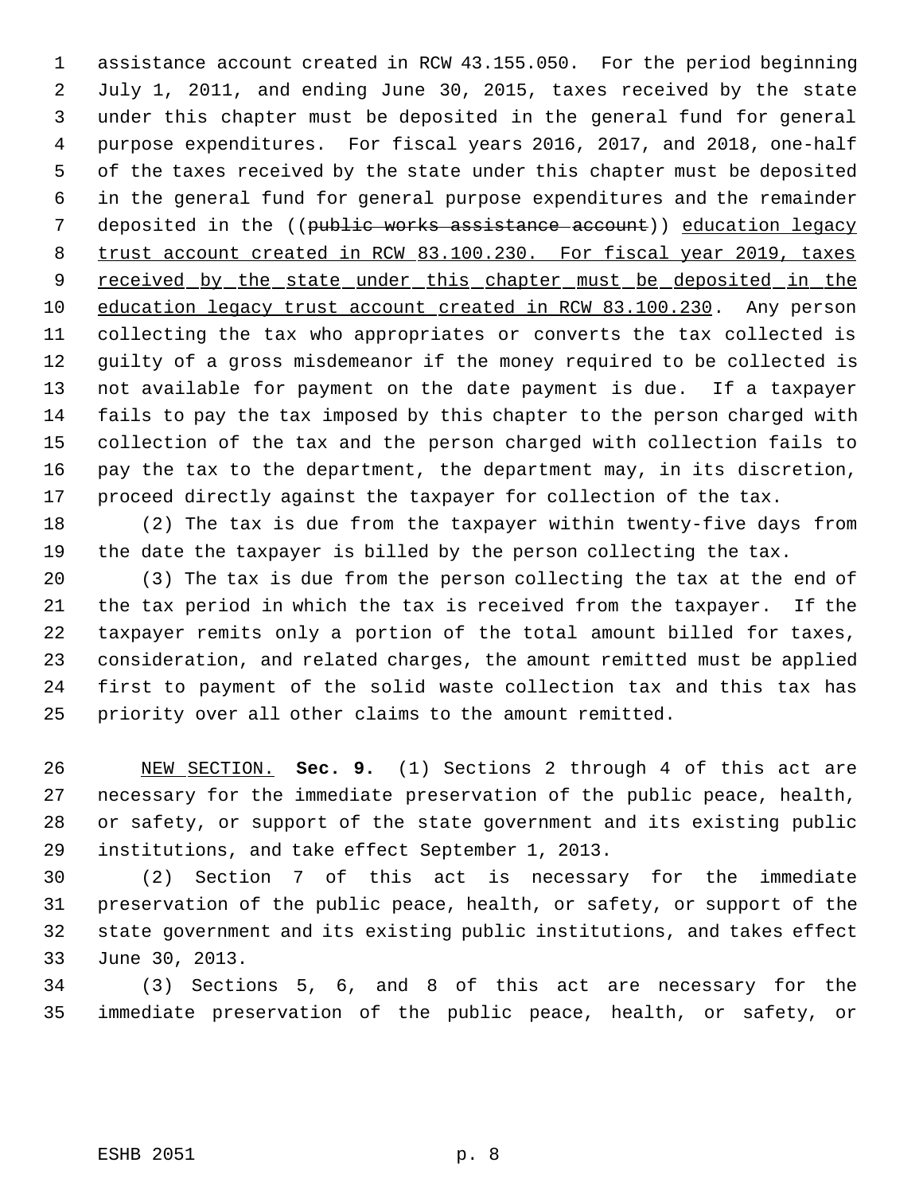assistance account created in RCW 43.155.050. For the period beginning July 1, 2011, and ending June 30, 2015, taxes received by the state under this chapter must be deposited in the general fund for general purpose expenditures. For fiscal years 2016, 2017, and 2018, one-half of the taxes received by the state under this chapter must be deposited in the general fund for general purpose expenditures and the remainder deposited in the ((~~public works assistance account~~)) <u>education legacy trust account created in RCW 83.100.230. For fiscal year 2019, taxes received by the state under this chapter must be deposited in the education legacy trust account created in RCW 83.100.230</u>. Any person collecting the tax who appropriates or converts the tax collected is guilty of a gross misdemeanor if the money required to be collected is not available for payment on the date payment is due. If a taxpayer fails to pay the tax imposed by this chapter to the person charged with collection of the tax and the person charged with collection fails to pay the tax to the department, the department may, in its discretion, proceed directly against the taxpayer for collection of the tax.

(2) The tax is due from the taxpayer within twenty-five days from the date the taxpayer is billed by the person collecting the tax.

(3) The tax is due from the person collecting the tax at the end of the tax period in which the tax is received from the taxpayer. If the taxpayer remits only a portion of the total amount billed for taxes, consideration, and related charges, the amount remitted must be applied first to payment of the solid waste collection tax and this tax has priority over all other claims to the amount remitted.

<u>NEW SECTION.</u> **Sec. 9.** (1) Sections 2 through 4 of this act are necessary for the immediate preservation of the public peace, health, or safety, or support of the state government and its existing public institutions, and take effect September 1, 2013.

(2) Section 7 of this act is necessary for the immediate preservation of the public peace, health, or safety, or support of the state government and its existing public institutions, and takes effect June 30, 2013.

(3) Sections 5, 6, and 8 of this act are necessary for the immediate preservation of the public peace, health, or safety, or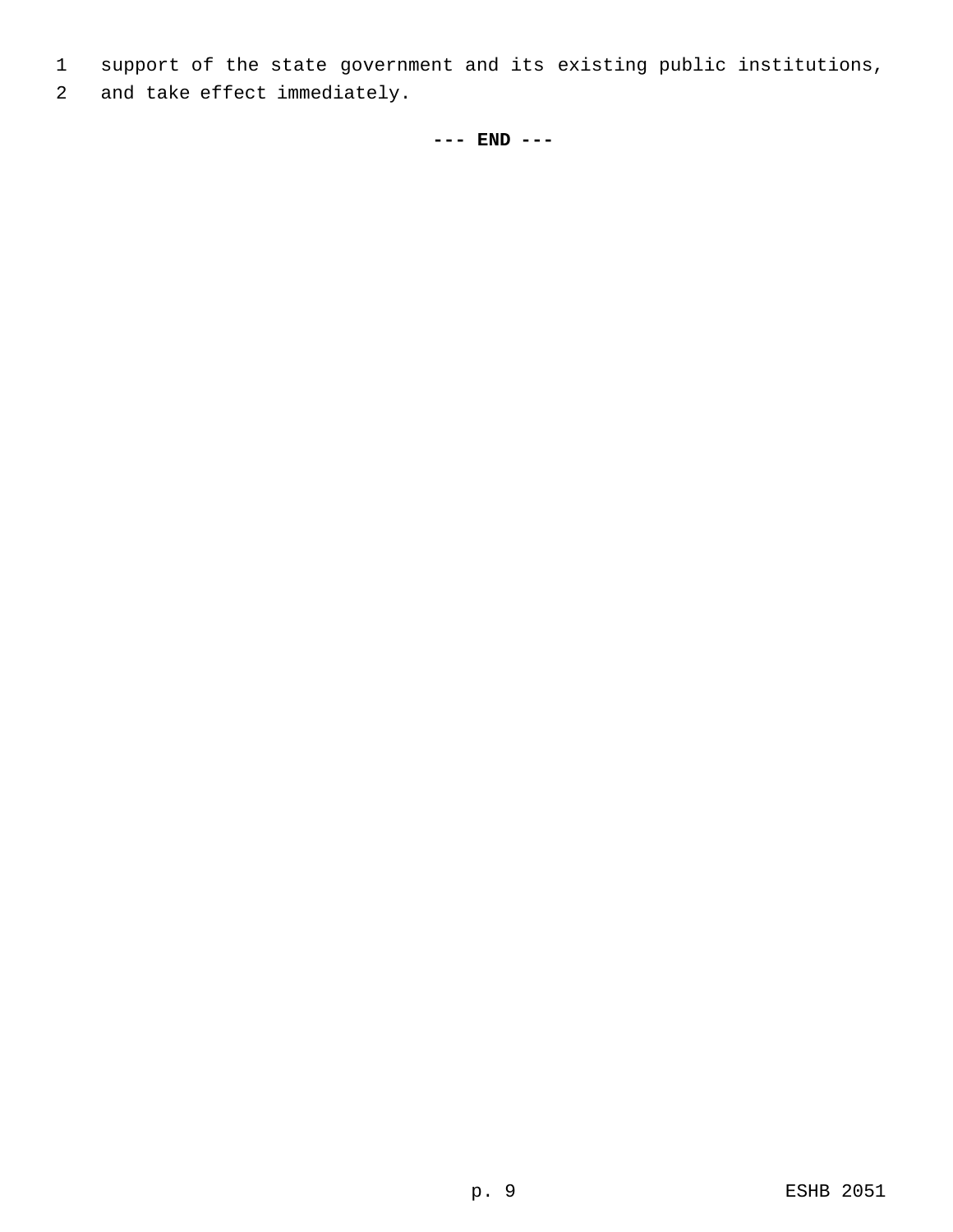support of the state government and its existing public institutions, and take effect immediately.

**--- END ---**